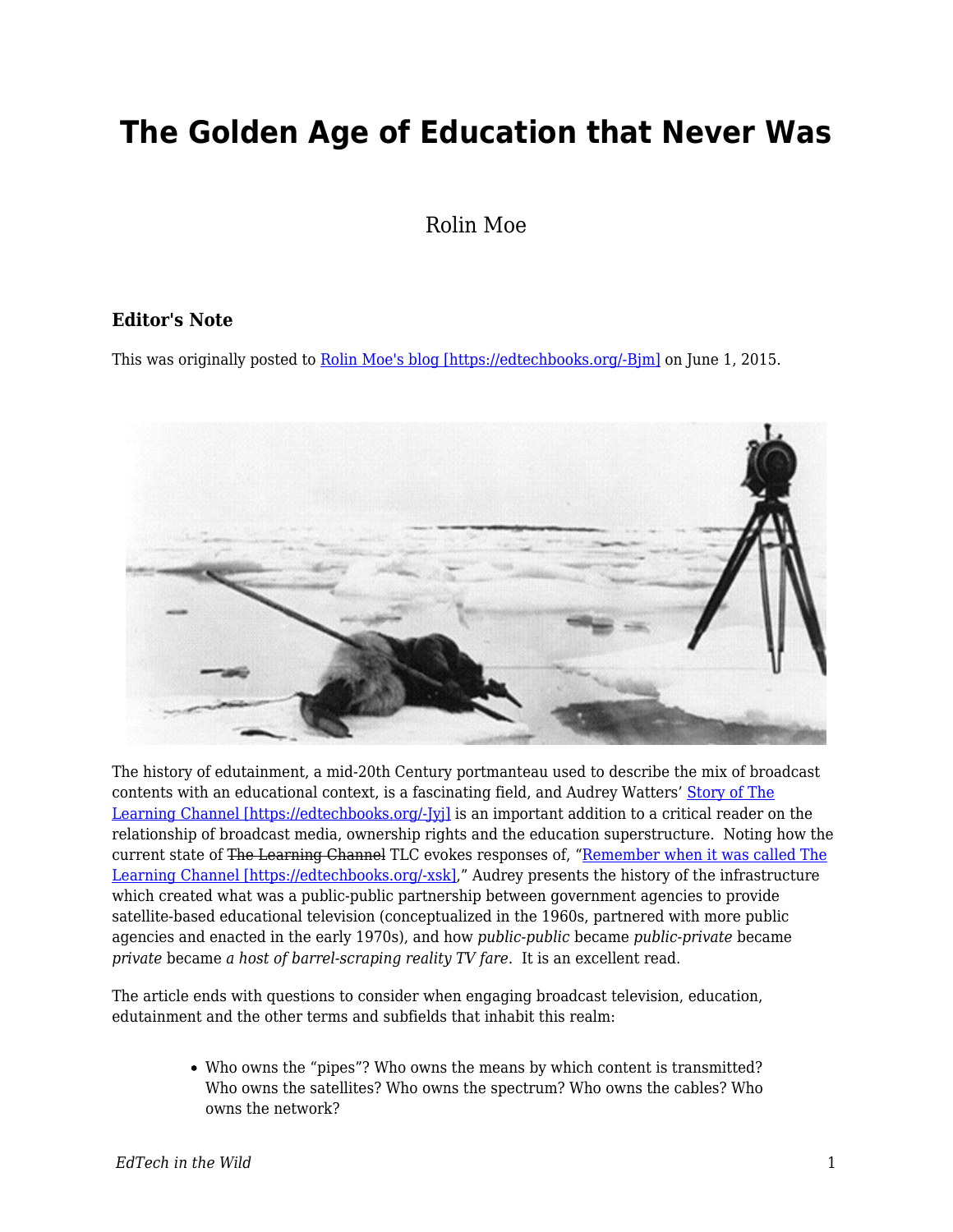# The Golden Age of Education that Never Was

Rolin Moe

### Editor's Note

This was originally posted to [Rolin Moe's blog [https://edtechbooks.org/-Bjm]](https://edtechbooks.org/-Bjm) on June 1, 2015.

The history of edutainment, a mid-20th Century portmanteau used to describe the mix of broadcast contents with an educational context, is a fascinating field, and Audrey Watters' [Story of The Learning Channel [https://edtechbooks.org/-Jyj]](https://edtechbooks.org/-Jyj) is an important addition to a critical reader on the relationship of broadcast media, ownership rights and the education superstructure. Noting how the current state of ~~The Learning Channel~~ TLC evokes responses of, "[Remember when it was called The Learning Channel [https://edtechbooks.org/-xsk]](https://edtechbooks.org/-xsk)," Audrey presents the history of the infrastructure which created what was a public-public partnership between government agencies to provide satellite-based educational television (conceptualized in the 1960s, partnered with more public agencies and enacted in the early 1970s), and how *public-public* became *public-private* became *private* became *a host of barrel-scraping reality TV fare*. It is an excellent read.

The article ends with questions to consider when engaging broadcast television, education, edutainment and the other terms and subfields that inhabit this realm:

- Who owns the "pipes"? Who owns the means by which content is transmitted? Who owns the satellites? Who owns the spectrum? Who owns the cables? Who owns the network?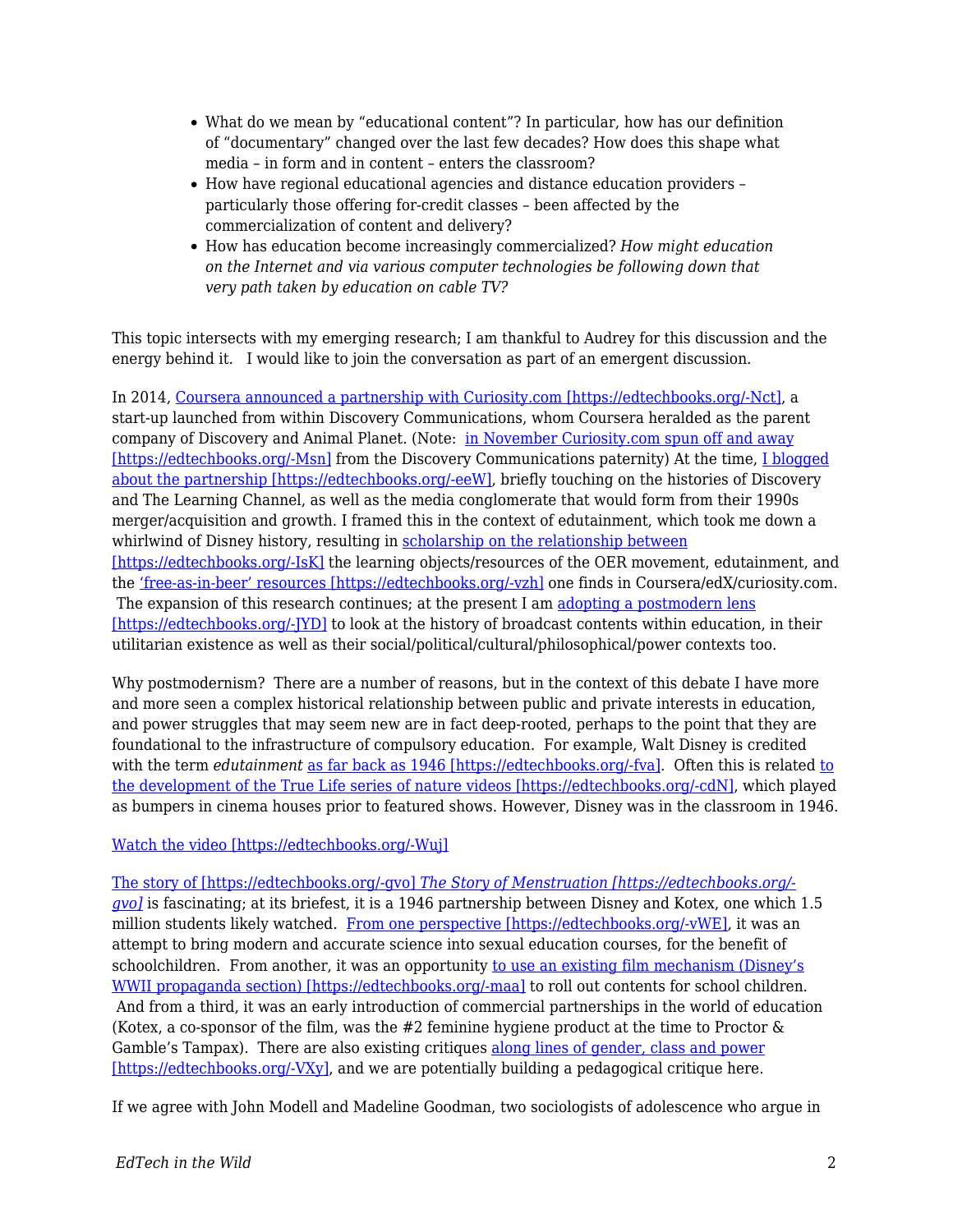- What do we mean by "educational content"? In particular, how has our definition of "documentary" changed over the last few decades? How does this shape what media – in form and in content – enters the classroom?
- How have regional educational agencies and distance education providers – particularly those offering for-credit classes – been affected by the commercialization of content and delivery?
- How has education become increasingly commercialized? *How might education on the Internet and via various computer technologies be following down that very path taken by education on cable TV?*

This topic intersects with my emerging research; I am thankful to Audrey for this discussion and the energy behind it. I would like to join the conversation as part of an emergent discussion.

In 2014, [Coursera announced a partnership with Curiosity.com [https://edtechbooks.org/-Nct]](https://edtechbooks.org/-Nct), a start-up launched from within Discovery Communications, whom Coursera heralded as the parent company of Discovery and Animal Planet. (Note: [in November Curiosity.com spun off and away [https://edtechbooks.org/-Msn]](https://edtechbooks.org/-Msn) from the Discovery Communications paternity) At the time, [I blogged about the partnership [https://edtechbooks.org/-eeW]](https://edtechbooks.org/-eeW), briefly touching on the histories of Discovery and The Learning Channel, as well as the media conglomerate that would form from their 1990s merger/acquisition and growth. I framed this in the context of edutainment, which took me down a whirlwind of Disney history, resulting in [scholarship on the relationship between [https://edtechbooks.org/-IsK]](https://edtechbooks.org/-IsK) the learning objects/resources of the OER movement, edutainment, and the ['free-as-in-beer' resources [https://edtechbooks.org/-vzh]](https://edtechbooks.org/-vzh) one finds in Coursera/edX/curiosity.com. The expansion of this research continues; at the present I am [adopting a postmodern lens [https://edtechbooks.org/-JYD]](https://edtechbooks.org/-JYD) to look at the history of broadcast contents within education, in their utilitarian existence as well as their social/political/cultural/philosophical/power contexts too.

Why postmodernism? There are a number of reasons, but in the context of this debate I have more and more seen a complex historical relationship between public and private interests in education, and power struggles that may seem new are in fact deep-rooted, perhaps to the point that they are foundational to the infrastructure of compulsory education. For example, Walt Disney is credited with the term *edutainment* [as far back as 1946 [https://edtechbooks.org/-fva]](https://edtechbooks.org/-fva). Often this is related [to the development of the True Life series of nature videos [https://edtechbooks.org/-cdN]](https://edtechbooks.org/-cdN), which played as bumpers in cinema houses prior to featured shows. However, Disney was in the classroom in 1946.

[Watch the video [https://edtechbooks.org/-Wuj]](https://edtechbooks.org/-Wuj)

[The story of [https://edtechbooks.org/-gvo]](https://edtechbooks.org/-gvo) [*The Story of Menstruation* [https://edtechbooks.org/-gvo]](https://edtechbooks.org/-gvo) is fascinating; at its briefest, it is a 1946 partnership between Disney and Kotex, one which 1.5 million students likely watched. [From one perspective [https://edtechbooks.org/-vWE]](https://edtechbooks.org/-vWE), it was an attempt to bring modern and accurate science into sexual education courses, for the benefit of schoolchildren. From another, it was an opportunity [to use an existing film mechanism (Disney's WWII propaganda section) [https://edtechbooks.org/-maa]](https://edtechbooks.org/-maa) to roll out contents for school children. And from a third, it was an early introduction of commercial partnerships in the world of education (Kotex, a co-sponsor of the film, was the #2 feminine hygiene product at the time to Proctor & Gamble's Tampax). There are also existing critiques [along lines of gender, class and power [https://edtechbooks.org/-VXy]](https://edtechbooks.org/-VXy), and we are potentially building a pedagogical critique here.

If we agree with John Modell and Madeline Goodman, two sociologists of adolescence who argue in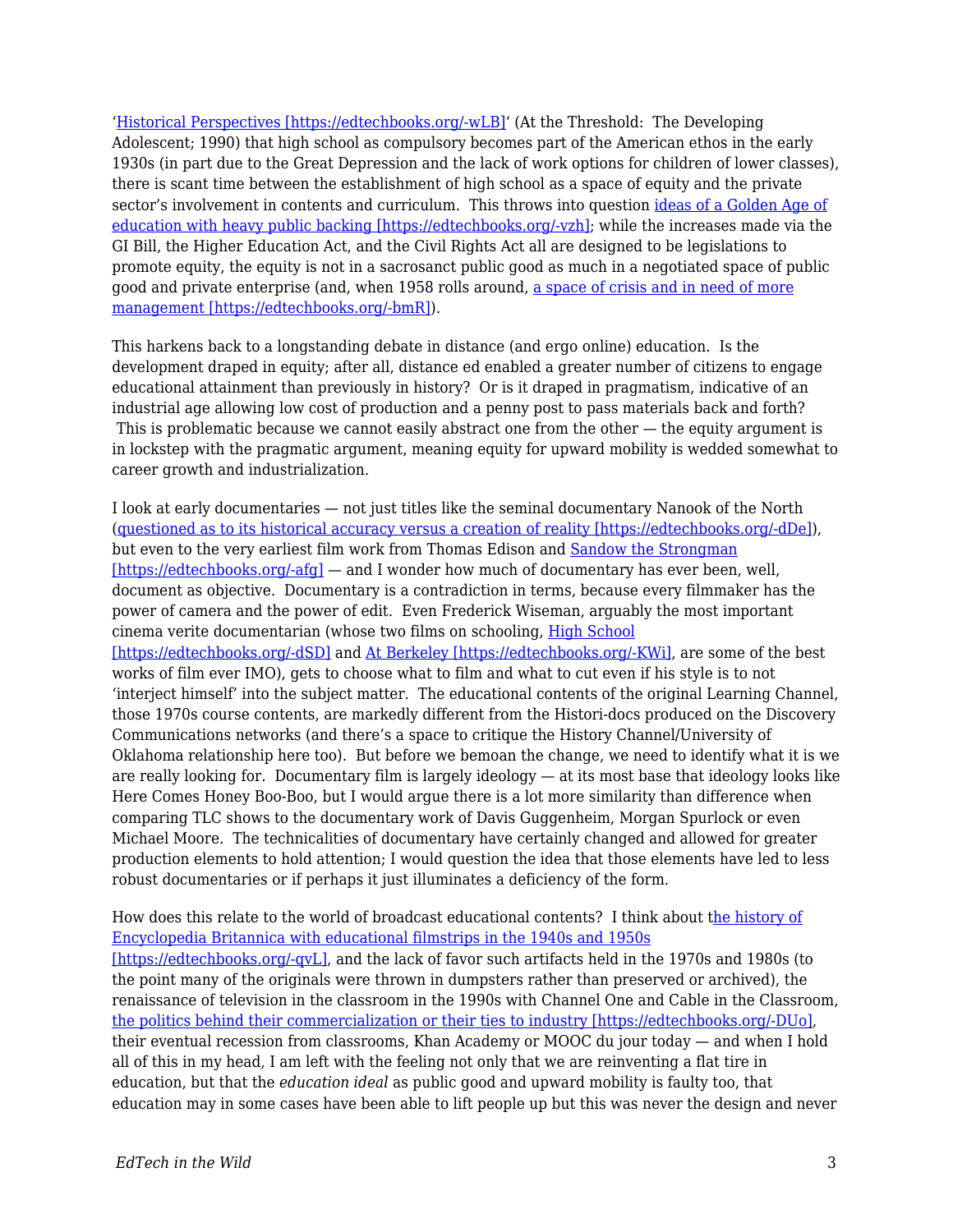'[Historical Perspectives [https://edtechbooks.org/-wLB]](https://edtechbooks.org/-wLB)' (At the Threshold:  The Developing Adolescent; 1990) that high school as compulsory becomes part of the American ethos in the early 1930s (in part due to the Great Depression and the lack of work options for children of lower classes), there is scant time between the establishment of high school as a space of equity and the private sector's involvement in contents and curriculum.  This throws into question [ideas of a Golden Age of education with heavy public backing [https://edtechbooks.org/-vzh]](https://edtechbooks.org/-vzh); while the increases made via the GI Bill, the Higher Education Act, and the Civil Rights Act all are designed to be legislations to promote equity, the equity is not in a sacrosanct public good as much in a negotiated space of public good and private enterprise (and, when 1958 rolls around, [a space of crisis and in need of more management [https://edtechbooks.org/-bmR]](https://edtechbooks.org/-bmR)).

This harkens back to a longstanding debate in distance (and ergo online) education.  Is the development draped in equity; after all, distance ed enabled a greater number of citizens to engage educational attainment than previously in history?  Or is it draped in pragmatism, indicative of an industrial age allowing low cost of production and a penny post to pass materials back and forth?  This is problematic because we cannot easily abstract one from the other — the equity argument is in lockstep with the pragmatic argument, meaning equity for upward mobility is wedded somewhat to career growth and industrialization.

I look at early documentaries — not just titles like the seminal documentary Nanook of the North ([questioned as to its historical accuracy versus a creation of reality [https://edtechbooks.org/-dDe]](https://edtechbooks.org/-dDe)), but even to the very earliest film work from Thomas Edison and [Sandow the Strongman [https://edtechbooks.org/-afg]](https://edtechbooks.org/-afg) — and I wonder how much of documentary has ever been, well, document as objective.  Documentary is a contradiction in terms, because every filmmaker has the power of camera and the power of edit.  Even Frederick Wiseman, arguably the most important cinema verite documentarian (whose two films on schooling, [High School [https://edtechbooks.org/-dSD]](https://edtechbooks.org/-dSD) and [At Berkeley [https://edtechbooks.org/-KWi]](https://edtechbooks.org/-KWi), are some of the best works of film ever IMO), gets to choose what to film and what to cut even if his style is to not 'interject himself' into the subject matter.  The educational contents of the original Learning Channel, those 1970s course contents, are markedly different from the Histori-docs produced on the Discovery Communications networks (and there's a space to critique the History Channel/University of Oklahoma relationship here too).  But before we bemoan the change, we need to identify what it is we are really looking for.  Documentary film is largely ideology — at its most base that ideology looks like Here Comes Honey Boo-Boo, but I would argue there is a lot more similarity than difference when comparing TLC shows to the documentary work of Davis Guggenheim, Morgan Spurlock or even Michael Moore.  The technicalities of documentary have certainly changed and allowed for greater production elements to hold attention; I would question the idea that those elements have led to less robust documentaries or if perhaps it just illuminates a deficiency of the form.

How does this relate to the world of broadcast educational contents?  I think about t[he history of Encyclopedia Britannica with educational filmstrips in the 1940s and 1950s [https://edtechbooks.org/-qvL]](https://edtechbooks.org/-qvL), and the lack of favor such artifacts held in the 1970s and 1980s (to the point many of the originals were thrown in dumpsters rather than preserved or archived), the renaissance of television in the classroom in the 1990s with Channel One and Cable in the Classroom, [the politics behind their commercialization or their ties to industry [https://edtechbooks.org/-DUo]](https://edtechbooks.org/-DUo), their eventual recession from classrooms, Khan Academy or MOOC du jour today — and when I hold all of this in my head, I am left with the feeling not only that we are reinventing a flat tire in education, but that the *education ideal* as public good and upward mobility is faulty too, that education may in some cases have been able to lift people up but this was never the design and never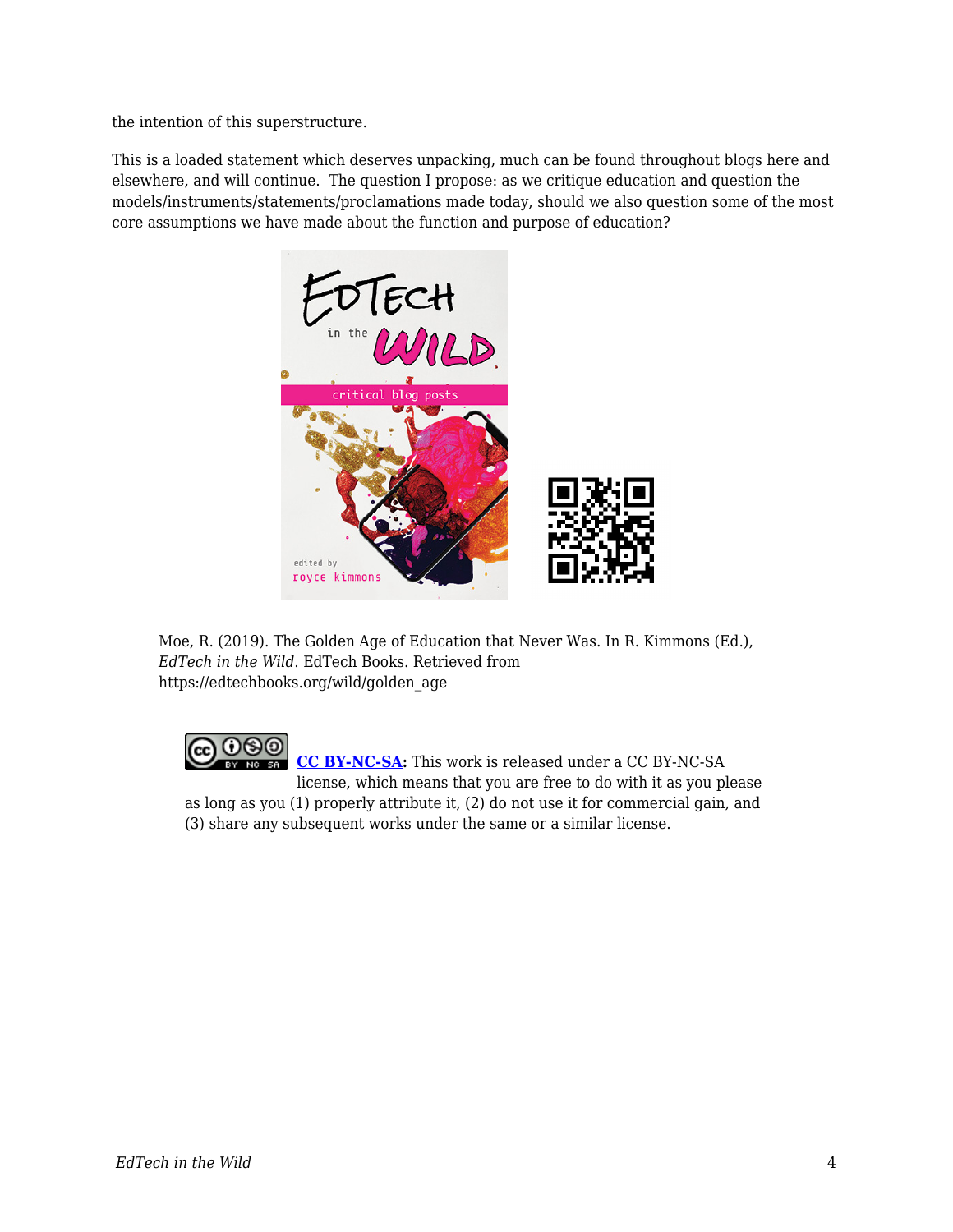the intention of this superstructure.

This is a loaded statement which deserves unpacking, much can be found throughout blogs here and elsewhere, and will continue. The question I propose: as we critique education and question the models/instruments/statements/proclamations made today, should we also question some of the most core assumptions we have made about the function and purpose of education?

Moe, R. (2019). The Golden Age of Education that Never Was. In R. Kimmons (Ed.), *EdTech in the Wild*. EdTech Books. Retrieved from https://edtechbooks.org/wild/golden_age

**CC BY-NC-SA:** This work is released under a CC BY-NC-SA license, which means that you are free to do with it as you please as long as you (1) properly attribute it, (2) do not use it for commercial gain, and (3) share any subsequent works under the same or a similar license.